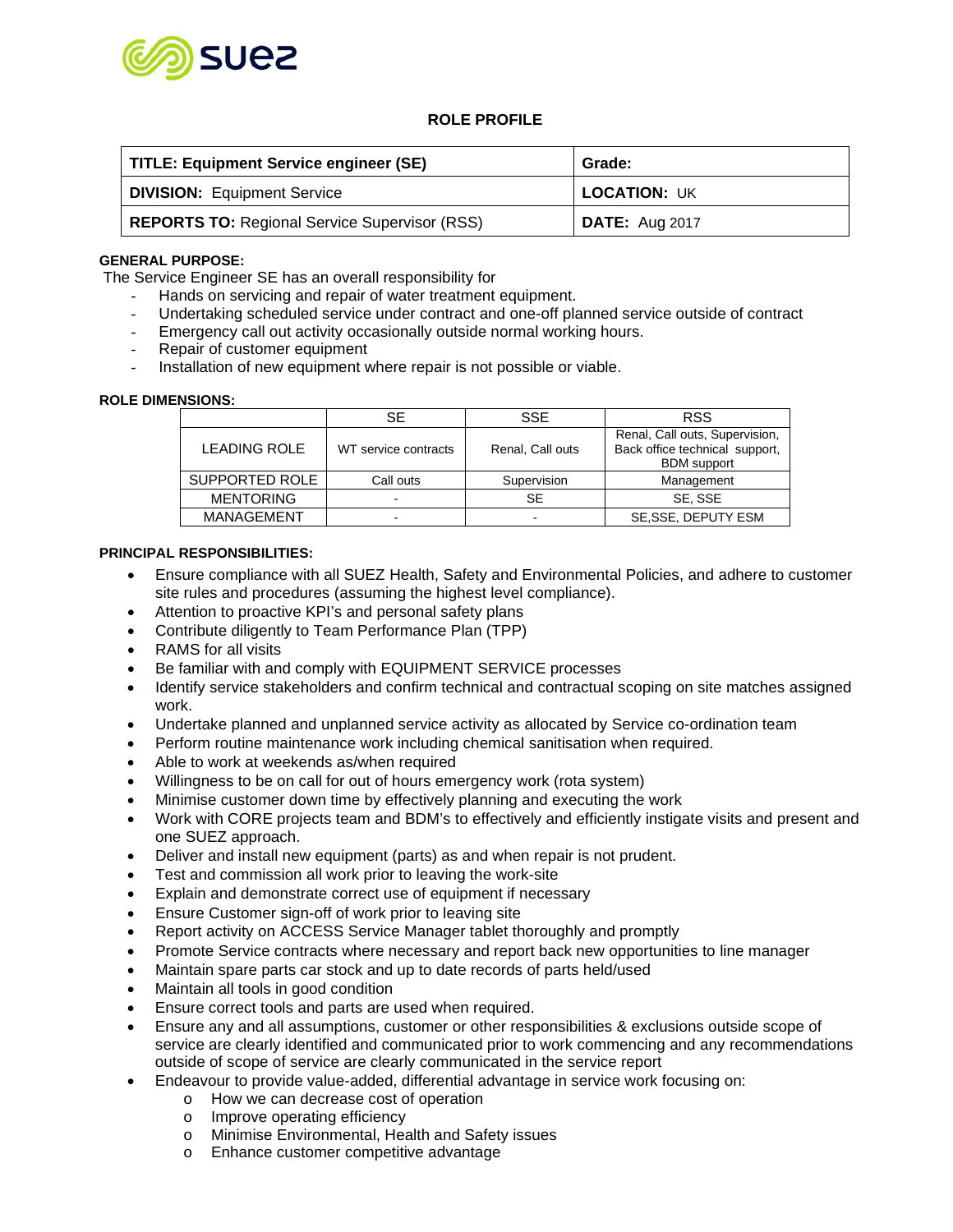## ROLE PROFILE

| TITLE: Equipment Service engineer (SE) | Grade: |
|---|---|
| **DIVISION:** Equipment Service | **LOCATION:** UK |
| **REPORTS TO:** Regional Service Supervisor (RSS) | **DATE:** Aug 2017 |

**GENERAL PURPOSE:**

The Service Engineer SE has an overall responsibility for

- Hands on servicing and repair of water treatment equipment.
- Undertaking scheduled service under contract and one-off planned service outside of contract
- Emergency call out activity occasionally outside normal working hours.
- Repair of customer equipment
- Installation of new equipment where repair is not possible or viable.

**ROLE DIMENSIONS:**

| | SE | SSE | RSS |
|---|---|---|---|
| LEADING ROLE | WT service contracts | Renal, Call outs | Renal, Call outs, Supervision, Back office technical support, BDM support |
| SUPPORTED ROLE | Call outs | Supervision | Management |
| MENTORING | - | SE | SE, SSE |
| MANAGEMENT | - | - | SE,SSE, DEPUTY ESM |

**PRINCIPAL RESPONSIBILITIES:**

- Ensure compliance with all SUEZ Health, Safety and Environmental Policies, and adhere to customer site rules and procedures (assuming the highest level compliance).
- Attention to proactive KPI's and personal safety plans
- Contribute diligently to Team Performance Plan (TPP)
- RAMS for all visits
- Be familiar with and comply with EQUIPMENT SERVICE processes
- Identify service stakeholders and confirm technical and contractual scoping on site matches assigned work.
- Undertake planned and unplanned service activity as allocated by Service co-ordination team
- Perform routine maintenance work including chemical sanitisation when required.
- Able to work at weekends as/when required
- Willingness to be on call for out of hours emergency work (rota system)
- Minimise customer down time by effectively planning and executing the work
- Work with CORE projects team and BDM's to effectively and efficiently instigate visits and present and one SUEZ approach.
- Deliver and install new equipment (parts) as and when repair is not prudent.
- Test and commission all work prior to leaving the work-site
- Explain and demonstrate correct use of equipment if necessary
- Ensure Customer sign-off of work prior to leaving site
- Report activity on ACCESS Service Manager tablet thoroughly and promptly
- Promote Service contracts where necessary and report back new opportunities to line manager
- Maintain spare parts car stock and up to date records of parts held/used
- Maintain all tools in good condition
- Ensure correct tools and parts are used when required.
- Ensure any and all assumptions, customer or other responsibilities & exclusions outside scope of service are clearly identified and communicated prior to work commencing and any recommendations outside of scope of service are clearly communicated in the service report
- Endeavour to provide value-added, differential advantage in service work focusing on:
  - How we can decrease cost of operation
  - Improve operating efficiency
  - Minimise Environmental, Health and Safety issues
  - Enhance customer competitive advantage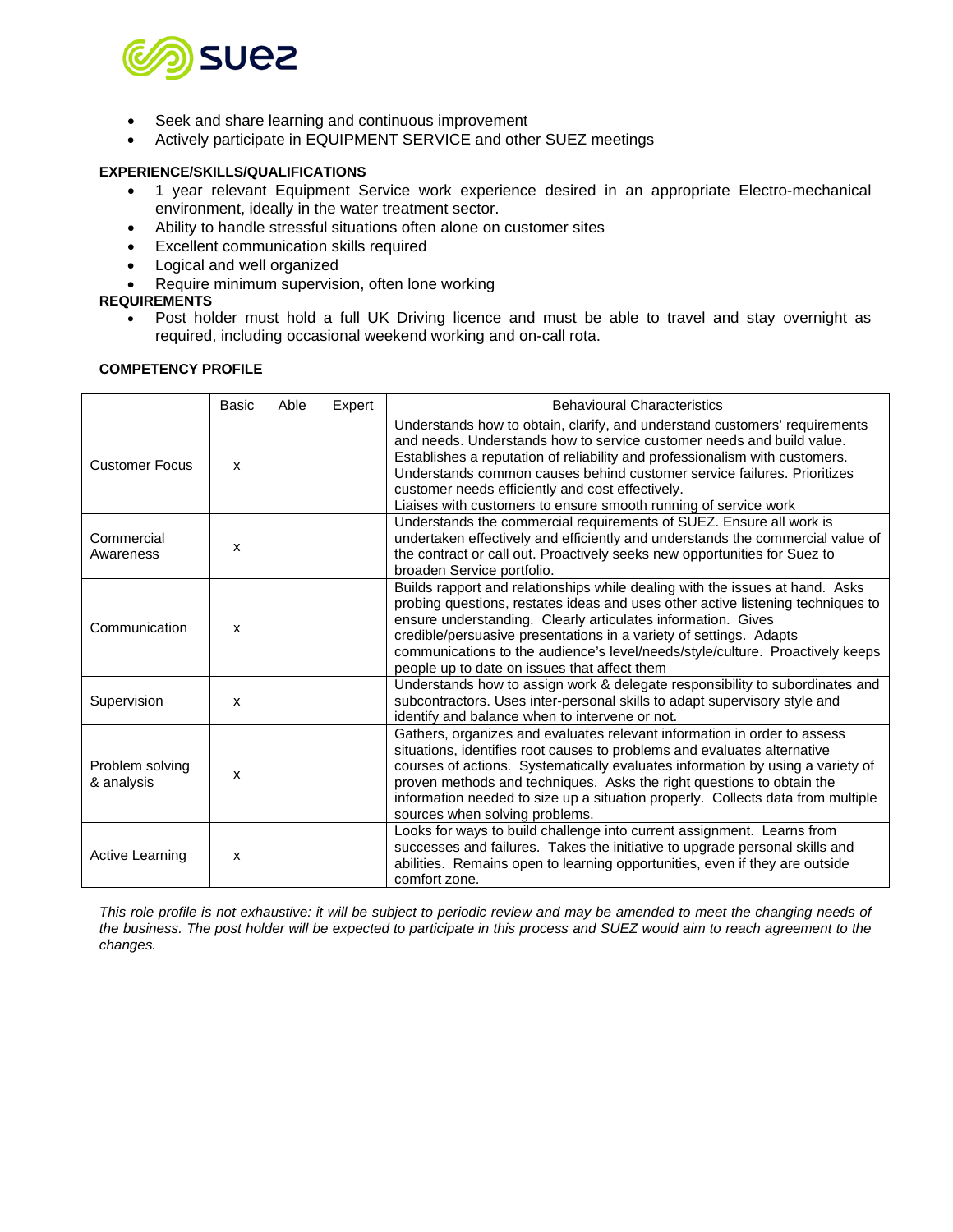- Seek and share learning and continuous improvement
- Actively participate in EQUIPMENT SERVICE and other SUEZ meetings

**EXPERIENCE/SKILLS/QUALIFICATIONS**

- 1 year relevant Equipment Service work experience desired in an appropriate Electro-mechanical environment, ideally in the water treatment sector.
- Ability to handle stressful situations often alone on customer sites
- Excellent communication skills required
- Logical and well organized
- Require minimum supervision, often lone working

**REQUIREMENTS**

- Post holder must hold a full UK Driving licence and must be able to travel and stay overnight as required, including occasional weekend working and on-call rota.

**COMPETENCY PROFILE**

| | Basic | Able | Expert | Behavioural Characteristics |
|---|---|---|---|---|
| Customer Focus | x | | | Understands how to obtain, clarify, and understand customers' requirements and needs. Understands how to service customer needs and build value. Establishes a reputation of reliability and professionalism with customers. Understands common causes behind customer service failures. Prioritizes customer needs efficiently and cost effectively. Liaises with customers to ensure smooth running of service work |
| Commercial Awareness | x | | | Understands the commercial requirements of SUEZ. Ensure all work is undertaken effectively and efficiently and understands the commercial value of the contract or call out. Proactively seeks new opportunities for Suez to broaden Service portfolio. |
| Communication | x | | | Builds rapport and relationships while dealing with the issues at hand. Asks probing questions, restates ideas and uses other active listening techniques to ensure understanding. Clearly articulates information. Gives credible/persuasive presentations in a variety of settings. Adapts communications to the audience's level/needs/style/culture. Proactively keeps people up to date on issues that affect them |
| Supervision | x | | | Understands how to assign work & delegate responsibility to subordinates and subcontractors. Uses inter-personal skills to adapt supervisory style and identify and balance when to intervene or not. |
| Problem solving & analysis | x | | | Gathers, organizes and evaluates relevant information in order to assess situations, identifies root causes to problems and evaluates alternative courses of actions. Systematically evaluates information by using a variety of proven methods and techniques. Asks the right questions to obtain the information needed to size up a situation properly. Collects data from multiple sources when solving problems. |
| Active Learning | x | | | Looks for ways to build challenge into current assignment. Learns from successes and failures. Takes the initiative to upgrade personal skills and abilities. Remains open to learning opportunities, even if they are outside comfort zone. |

*This role profile is not exhaustive: it will be subject to periodic review and may be amended to meet the changing needs of the business. The post holder will be expected to participate in this process and SUEZ would aim to reach agreement to the changes.*